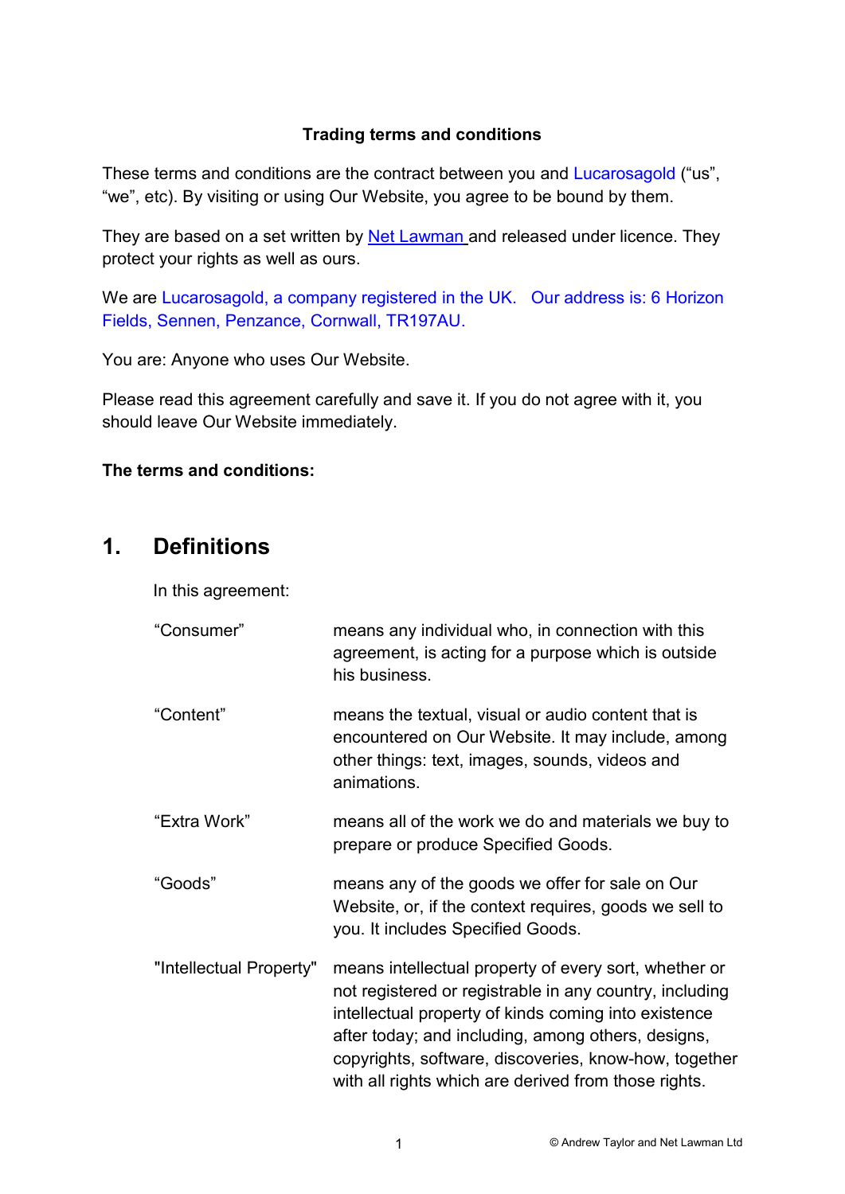**Trading terms and conditions**

These terms and conditions are the contract between you and Lucarosagold ("us", "we", etc). By visiting or using Our Website, you agree to be bound by them.

They are based on a set written by Net Lawman and released under licence. They protect your rights as well as ours.

We are Lucarosagold, a company registered in the UK. Our address is: 6 Horizon Fields, Sennen, Penzance, Cornwall, TR197AU.

You are: Anyone who uses Our Website.

Please read this agreement carefully and save it. If you do not agree with it, you should leave Our Website immediately.

**The terms and conditions:**

## 1. Definitions

In this agreement:

| | |
|---|---|
| "Consumer" | means any individual who, in connection with this agreement, is acting for a purpose which is outside his business. |
| "Content" | means the textual, visual or audio content that is encountered on Our Website. It may include, among other things: text, images, sounds, videos and animations. |
| "Extra Work" | means all of the work we do and materials we buy to prepare or produce Specified Goods. |
| "Goods" | means any of the goods we offer for sale on Our Website, or, if the context requires, goods we sell to you. It includes Specified Goods. |
| "Intellectual Property" | means intellectual property of every sort, whether or not registered or registrable in any country, including intellectual property of kinds coming into existence after today; and including, among others, designs, copyrights, software, discoveries, know-how, together with all rights which are derived from those rights. |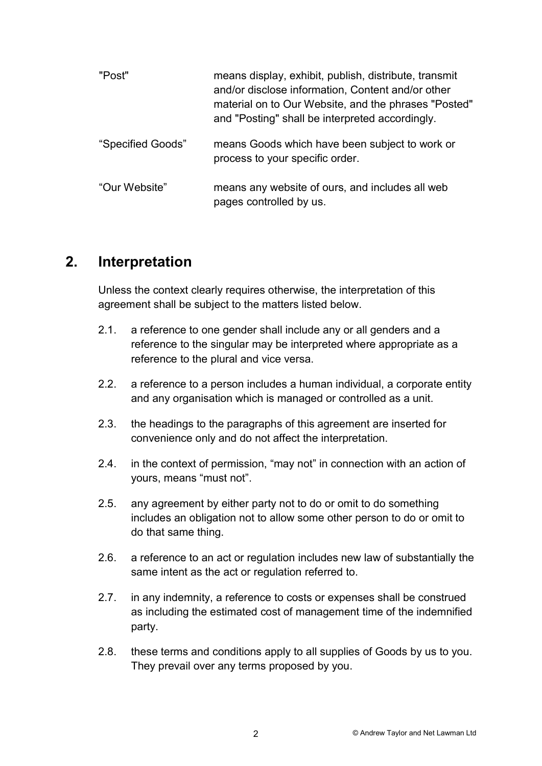| | |
|---|---|
| "Post" | means display, exhibit, publish, distribute, transmit and/or disclose information, Content and/or other material on to Our Website, and the phrases "Posted" and "Posting" shall be interpreted accordingly. |
| "Specified Goods" | means Goods which have been subject to work or process to your specific order. |
| "Our Website" | means any website of ours, and includes all web pages controlled by us. |

## 2. Interpretation

Unless the context clearly requires otherwise, the interpretation of this agreement shall be subject to the matters listed below.

2.1. a reference to one gender shall include any or all genders and a reference to the singular may be interpreted where appropriate as a reference to the plural and vice versa.

2.2. a reference to a person includes a human individual, a corporate entity and any organisation which is managed or controlled as a unit.

2.3. the headings to the paragraphs of this agreement are inserted for convenience only and do not affect the interpretation.

2.4. in the context of permission, "may not" in connection with an action of yours, means "must not".

2.5. any agreement by either party not to do or omit to do something includes an obligation not to allow some other person to do or omit to do that same thing.

2.6. a reference to an act or regulation includes new law of substantially the same intent as the act or regulation referred to.

2.7. in any indemnity, a reference to costs or expenses shall be construed as including the estimated cost of management time of the indemnified party.

2.8. these terms and conditions apply to all supplies of Goods by us to you. They prevail over any terms proposed by you.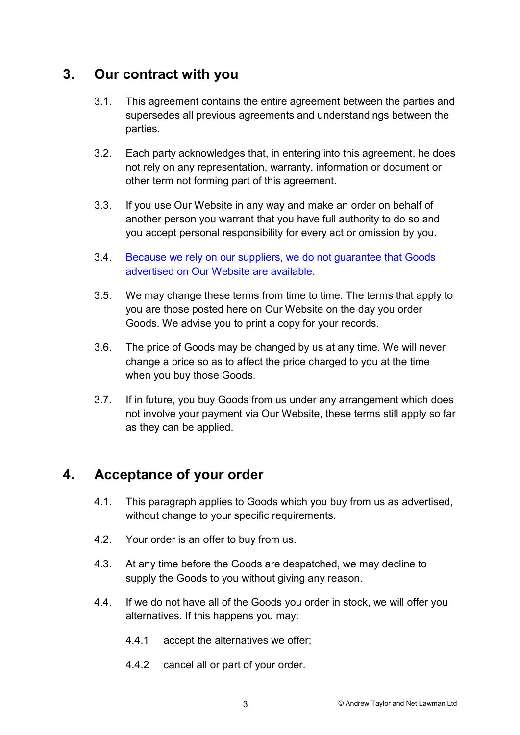## 3. Our contract with you

3.1. This agreement contains the entire agreement between the parties and supersedes all previous agreements and understandings between the parties.

3.2. Each party acknowledges that, in entering into this agreement, he does not rely on any representation, warranty, information or document or other term not forming part of this agreement.

3.3. If you use Our Website in any way and make an order on behalf of another person you warrant that you have full authority to do so and you accept personal responsibility for every act or omission by you.

3.4. Because we rely on our suppliers, we do not guarantee that Goods advertised on Our Website are available.

3.5. We may change these terms from time to time. The terms that apply to you are those posted here on Our Website on the day you order Goods. We advise you to print a copy for your records.

3.6. The price of Goods may be changed by us at any time. We will never change a price so as to affect the price charged to you at the time when you buy those Goods.

3.7. If in future, you buy Goods from us under any arrangement which does not involve your payment via Our Website, these terms still apply so far as they can be applied.

## 4. Acceptance of your order

4.1. This paragraph applies to Goods which you buy from us as advertised, without change to your specific requirements.

4.2. Your order is an offer to buy from us.

4.3. At any time before the Goods are despatched, we may decline to supply the Goods to you without giving any reason.

4.4. If we do not have all of the Goods you order in stock, we will offer you alternatives. If this happens you may:

4.4.1 accept the alternatives we offer;

4.4.2 cancel all or part of your order.

© Andrew Taylor and Net Lawman Ltd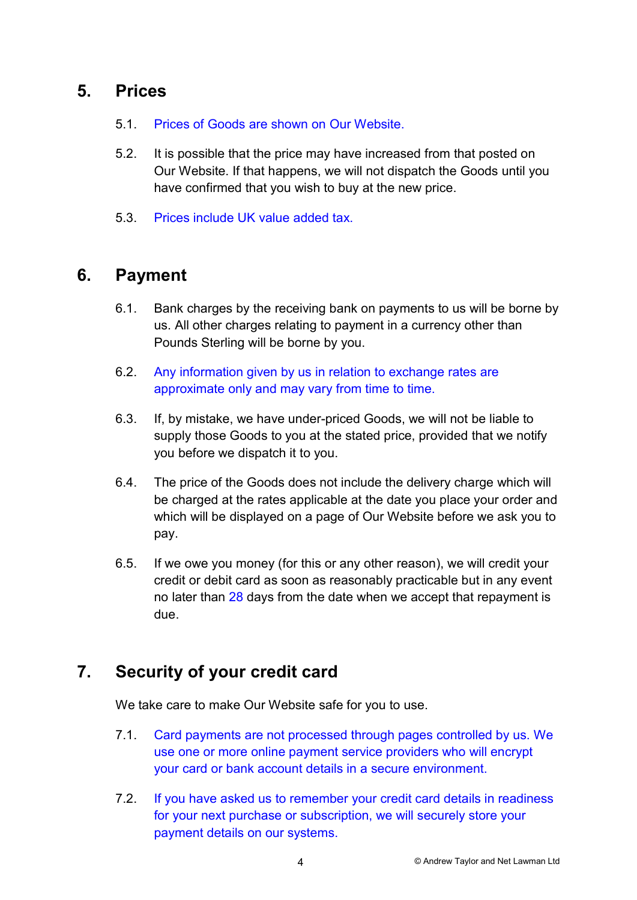## 5. Prices

5.1. Prices of Goods are shown on Our Website.

5.2. It is possible that the price may have increased from that posted on Our Website. If that happens, we will not dispatch the Goods until you have confirmed that you wish to buy at the new price.

5.3. Prices include UK value added tax.

## 6. Payment

6.1. Bank charges by the receiving bank on payments to us will be borne by us. All other charges relating to payment in a currency other than Pounds Sterling will be borne by you.

6.2. Any information given by us in relation to exchange rates are approximate only and may vary from time to time.

6.3. If, by mistake, we have under-priced Goods, we will not be liable to supply those Goods to you at the stated price, provided that we notify you before we dispatch it to you.

6.4. The price of the Goods does not include the delivery charge which will be charged at the rates applicable at the date you place your order and which will be displayed on a page of Our Website before we ask you to pay.

6.5. If we owe you money (for this or any other reason), we will credit your credit or debit card as soon as reasonably practicable but in any event no later than 28 days from the date when we accept that repayment is due.

## 7. Security of your credit card

We take care to make Our Website safe for you to use.

7.1. Card payments are not processed through pages controlled by us. We use one or more online payment service providers who will encrypt your card or bank account details in a secure environment.

7.2. If you have asked us to remember your credit card details in readiness for your next purchase or subscription, we will securely store your payment details on our systems.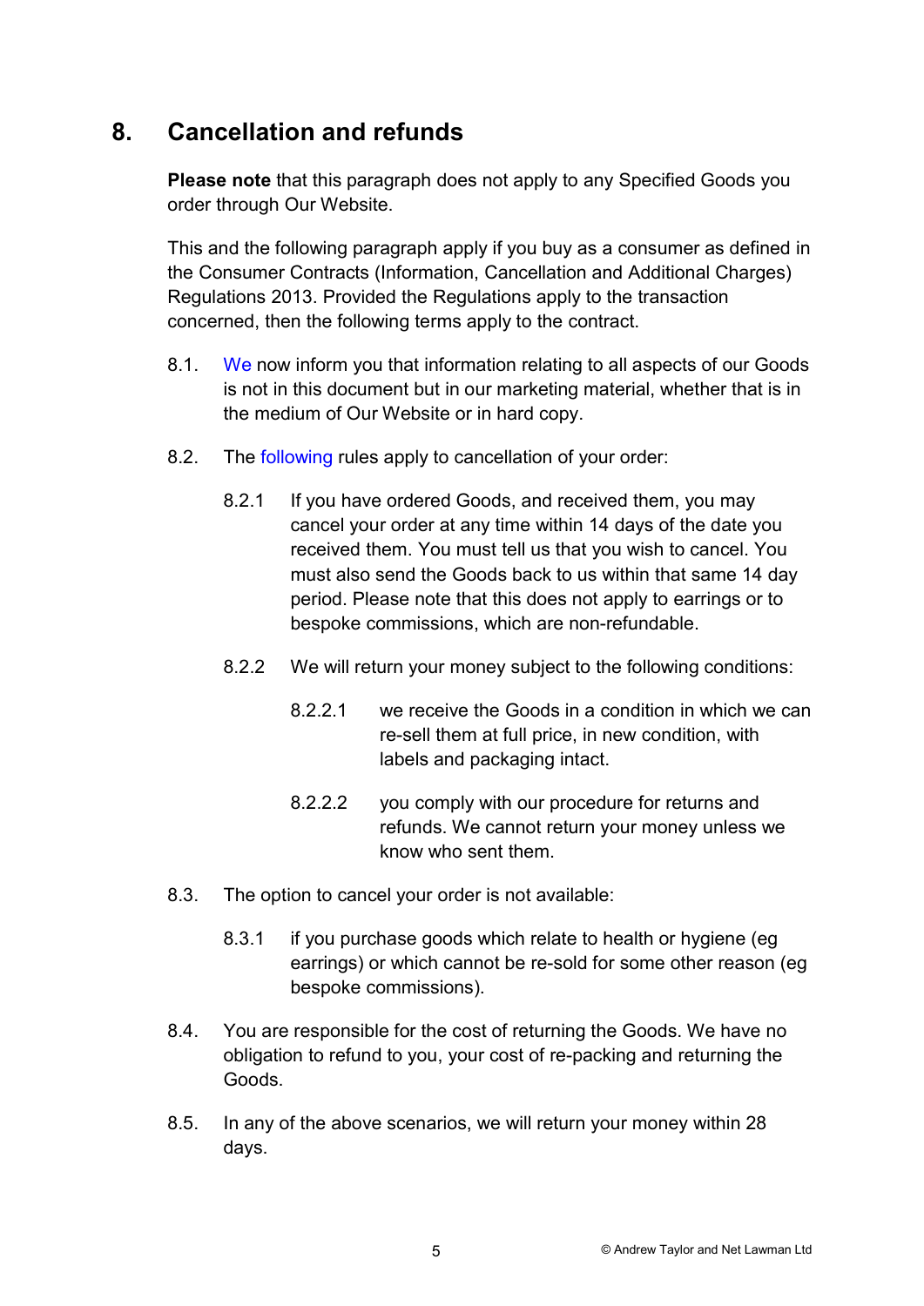## 8. Cancellation and refunds

**Please note** that this paragraph does not apply to any Specified Goods you order through Our Website.

This and the following paragraph apply if you buy as a consumer as defined in the Consumer Contracts (Information, Cancellation and Additional Charges) Regulations 2013. Provided the Regulations apply to the transaction concerned, then the following terms apply to the contract.

8.1. We now inform you that information relating to all aspects of our Goods is not in this document but in our marketing material, whether that is in the medium of Our Website or in hard copy.

8.2. The following rules apply to cancellation of your order:

8.2.1 If you have ordered Goods, and received them, you may cancel your order at any time within 14 days of the date you received them. You must tell us that you wish to cancel. You must also send the Goods back to us within that same 14 day period. Please note that this does not apply to earrings or to bespoke commissions, which are non-refundable.

8.2.2 We will return your money subject to the following conditions:

8.2.2.1 we receive the Goods in a condition in which we can re-sell them at full price, in new condition, with labels and packaging intact.

8.2.2.2 you comply with our procedure for returns and refunds. We cannot return your money unless we know who sent them.

8.3. The option to cancel your order is not available:

8.3.1 if you purchase goods which relate to health or hygiene (eg earrings) or which cannot be re-sold for some other reason (eg bespoke commissions).

8.4. You are responsible for the cost of returning the Goods. We have no obligation to refund to you, your cost of re-packing and returning the Goods.

8.5. In any of the above scenarios, we will return your money within 28 days.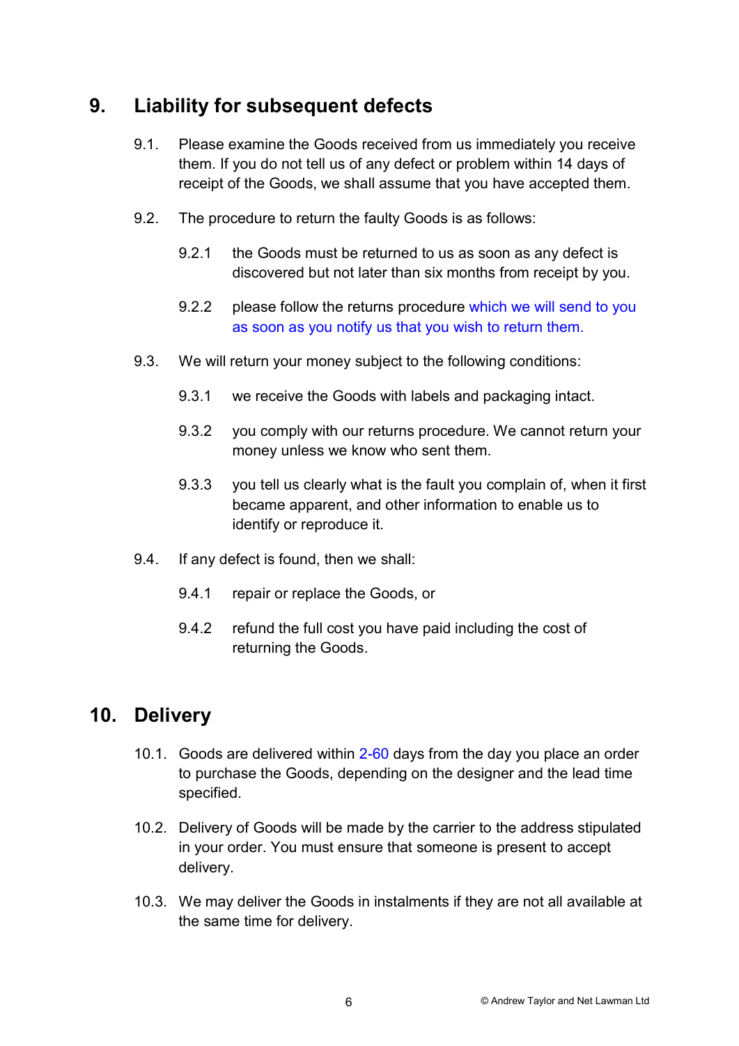## 9. Liability for subsequent defects

9.1. Please examine the Goods received from us immediately you receive them. If you do not tell us of any defect or problem within 14 days of receipt of the Goods, we shall assume that you have accepted them.

9.2. The procedure to return the faulty Goods is as follows:

9.2.1 the Goods must be returned to us as soon as any defect is discovered but not later than six months from receipt by you.

9.2.2 please follow the returns procedure which we will send to you as soon as you notify us that you wish to return them.

9.3. We will return your money subject to the following conditions:

9.3.1 we receive the Goods with labels and packaging intact.

9.3.2 you comply with our returns procedure. We cannot return your money unless we know who sent them.

9.3.3 you tell us clearly what is the fault you complain of, when it first became apparent, and other information to enable us to identify or reproduce it.

9.4. If any defect is found, then we shall:

9.4.1 repair or replace the Goods, or

9.4.2 refund the full cost you have paid including the cost of returning the Goods.

## 10. Delivery

10.1. Goods are delivered within 2-60 days from the day you place an order to purchase the Goods, depending on the designer and the lead time specified.

10.2. Delivery of Goods will be made by the carrier to the address stipulated in your order. You must ensure that someone is present to accept delivery.

10.3. We may deliver the Goods in instalments if they are not all available at the same time for delivery.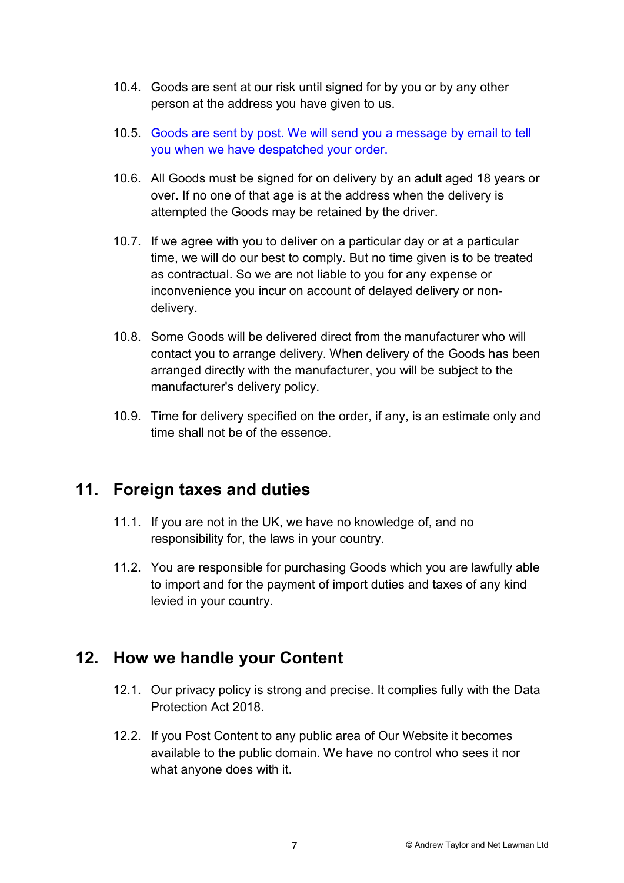10.4. Goods are sent at our risk until signed for by you or by any other person at the address you have given to us.

10.5. Goods are sent by post. We will send you a message by email to tell you when we have despatched your order.

10.6. All Goods must be signed for on delivery by an adult aged 18 years or over. If no one of that age is at the address when the delivery is attempted the Goods may be retained by the driver.

10.7. If we agree with you to deliver on a particular day or at a particular time, we will do our best to comply. But no time given is to be treated as contractual. So we are not liable to you for any expense or inconvenience you incur on account of delayed delivery or non-delivery.

10.8. Some Goods will be delivered direct from the manufacturer who will contact you to arrange delivery. When delivery of the Goods has been arranged directly with the manufacturer, you will be subject to the manufacturer's delivery policy.

10.9. Time for delivery specified on the order, if any, is an estimate only and time shall not be of the essence.

## 11. Foreign taxes and duties

11.1. If you are not in the UK, we have no knowledge of, and no responsibility for, the laws in your country.

11.2. You are responsible for purchasing Goods which you are lawfully able to import and for the payment of import duties and taxes of any kind levied in your country.

## 12. How we handle your Content

12.1. Our privacy policy is strong and precise. It complies fully with the Data Protection Act 2018.

12.2. If you Post Content to any public area of Our Website it becomes available to the public domain. We have no control who sees it nor what anyone does with it.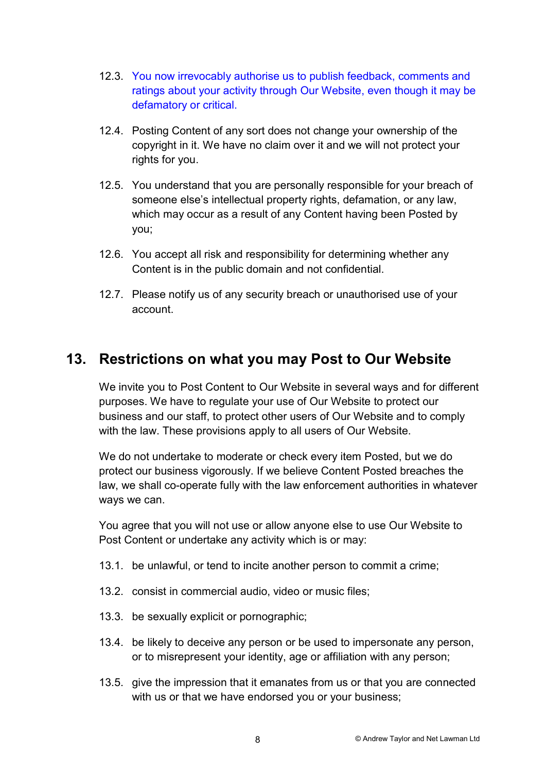12.3. You now irrevocably authorise us to publish feedback, comments and ratings about your activity through Our Website, even though it may be defamatory or critical.

12.4. Posting Content of any sort does not change your ownership of the copyright in it. We have no claim over it and we will not protect your rights for you.

12.5. You understand that you are personally responsible for your breach of someone else's intellectual property rights, defamation, or any law, which may occur as a result of any Content having been Posted by you;

12.6. You accept all risk and responsibility for determining whether any Content is in the public domain and not confidential.

12.7. Please notify us of any security breach or unauthorised use of your account.

## 13. Restrictions on what you may Post to Our Website

We invite you to Post Content to Our Website in several ways and for different purposes. We have to regulate your use of Our Website to protect our business and our staff, to protect other users of Our Website and to comply with the law. These provisions apply to all users of Our Website.

We do not undertake to moderate or check every item Posted, but we do protect our business vigorously. If we believe Content Posted breaches the law, we shall co-operate fully with the law enforcement authorities in whatever ways we can.

You agree that you will not use or allow anyone else to use Our Website to Post Content or undertake any activity which is or may:

13.1. be unlawful, or tend to incite another person to commit a crime;

13.2. consist in commercial audio, video or music files;

13.3. be sexually explicit or pornographic;

13.4. be likely to deceive any person or be used to impersonate any person, or to misrepresent your identity, age or affiliation with any person;

13.5. give the impression that it emanates from us or that you are connected with us or that we have endorsed you or your business;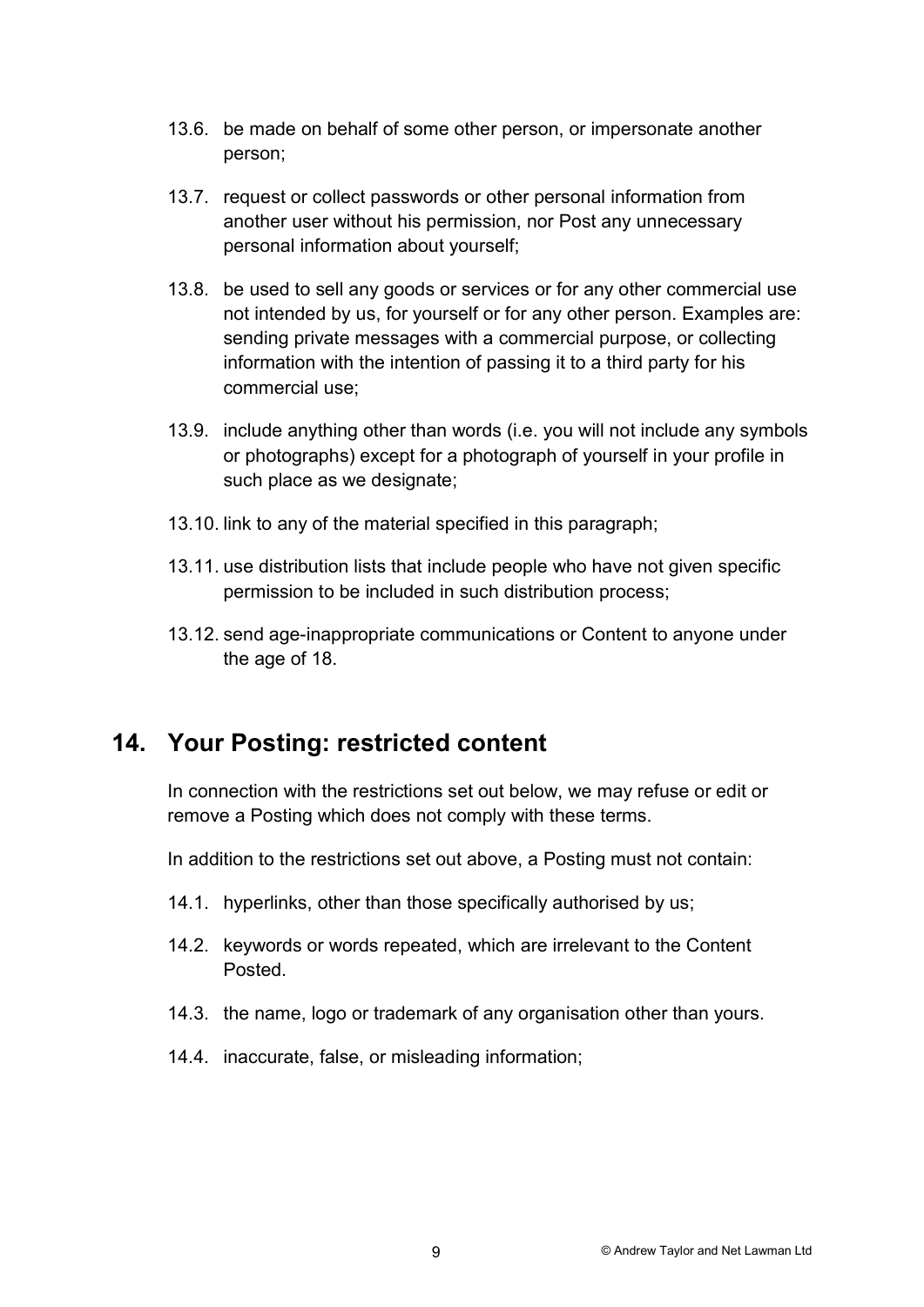13.6. be made on behalf of some other person, or impersonate another person;

13.7. request or collect passwords or other personal information from another user without his permission, nor Post any unnecessary personal information about yourself;

13.8. be used to sell any goods or services or for any other commercial use not intended by us, for yourself or for any other person. Examples are: sending private messages with a commercial purpose, or collecting information with the intention of passing it to a third party for his commercial use;

13.9. include anything other than words (i.e. you will not include any symbols or photographs) except for a photograph of yourself in your profile in such place as we designate;

13.10. link to any of the material specified in this paragraph;

13.11. use distribution lists that include people who have not given specific permission to be included in such distribution process;

13.12. send age-inappropriate communications or Content to anyone under the age of 18.

## 14. Your Posting: restricted content

In connection with the restrictions set out below, we may refuse or edit or remove a Posting which does not comply with these terms.

In addition to the restrictions set out above, a Posting must not contain:

14.1. hyperlinks, other than those specifically authorised by us;

14.2. keywords or words repeated, which are irrelevant to the Content Posted.

14.3. the name, logo or trademark of any organisation other than yours.

14.4. inaccurate, false, or misleading information;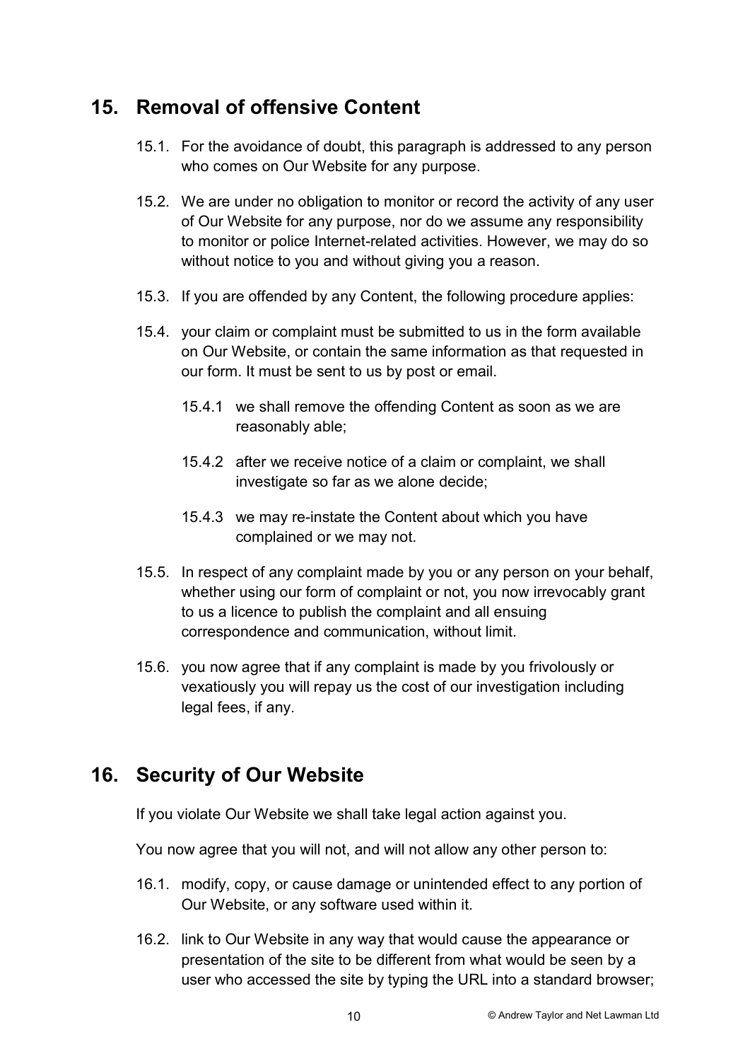## 15. Removal of offensive Content

15.1. For the avoidance of doubt, this paragraph is addressed to any person who comes on Our Website for any purpose.

15.2. We are under no obligation to monitor or record the activity of any user of Our Website for any purpose, nor do we assume any responsibility to monitor or police Internet-related activities. However, we may do so without notice to you and without giving you a reason.

15.3. If you are offended by any Content, the following procedure applies:

15.4. your claim or complaint must be submitted to us in the form available on Our Website, or contain the same information as that requested in our form. It must be sent to us by post or email.

   15.4.1 we shall remove the offending Content as soon as we are reasonably able;

   15.4.2 after we receive notice of a claim or complaint, we shall investigate so far as we alone decide;

   15.4.3 we may re-instate the Content about which you have complained or we may not.

15.5. In respect of any complaint made by you or any person on your behalf, whether using our form of complaint or not, you now irrevocably grant to us a licence to publish the complaint and all ensuing correspondence and communication, without limit.

15.6. you now agree that if any complaint is made by you frivolously or vexatiously you will repay us the cost of our investigation including legal fees, if any.

## 16. Security of Our Website

If you violate Our Website we shall take legal action against you.

You now agree that you will not, and will not allow any other person to:

16.1. modify, copy, or cause damage or unintended effect to any portion of Our Website, or any software used within it.

16.2. link to Our Website in any way that would cause the appearance or presentation of the site to be different from what would be seen by a user who accessed the site by typing the URL into a standard browser;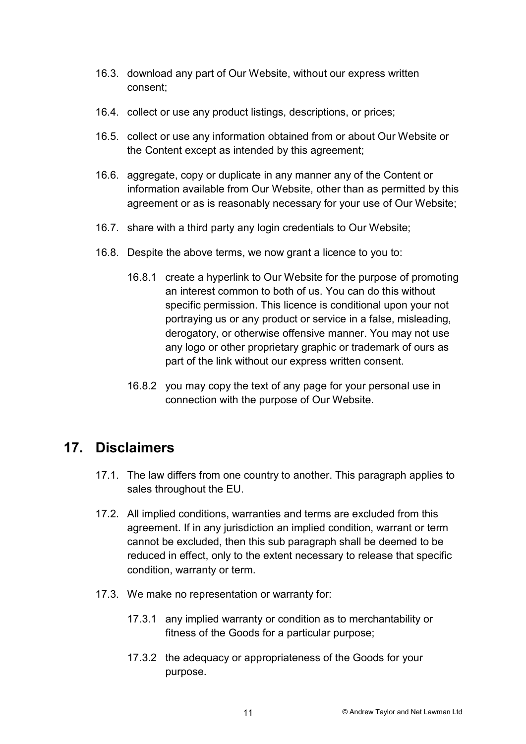16.3. download any part of Our Website, without our express written consent;

16.4. collect or use any product listings, descriptions, or prices;

16.5. collect or use any information obtained from or about Our Website or the Content except as intended by this agreement;

16.6. aggregate, copy or duplicate in any manner any of the Content or information available from Our Website, other than as permitted by this agreement or as is reasonably necessary for your use of Our Website;

16.7. share with a third party any login credentials to Our Website;

16.8. Despite the above terms, we now grant a licence to you to:

 16.8.1 create a hyperlink to Our Website for the purpose of promoting an interest common to both of us. You can do this without specific permission. This licence is conditional upon your not portraying us or any product or service in a false, misleading, derogatory, or otherwise offensive manner. You may not use any logo or other proprietary graphic or trademark of ours as part of the link without our express written consent.

 16.8.2 you may copy the text of any page for your personal use in connection with the purpose of Our Website.

## 17. Disclaimers

17.1. The law differs from one country to another. This paragraph applies to sales throughout the EU.

17.2. All implied conditions, warranties and terms are excluded from this agreement. If in any jurisdiction an implied condition, warrant or term cannot be excluded, then this sub paragraph shall be deemed to be reduced in effect, only to the extent necessary to release that specific condition, warranty or term.

17.3. We make no representation or warranty for:

 17.3.1 any implied warranty or condition as to merchantability or fitness of the Goods for a particular purpose;

 17.3.2 the adequacy or appropriateness of the Goods for your purpose.

© Andrew Taylor and Net Lawman Ltd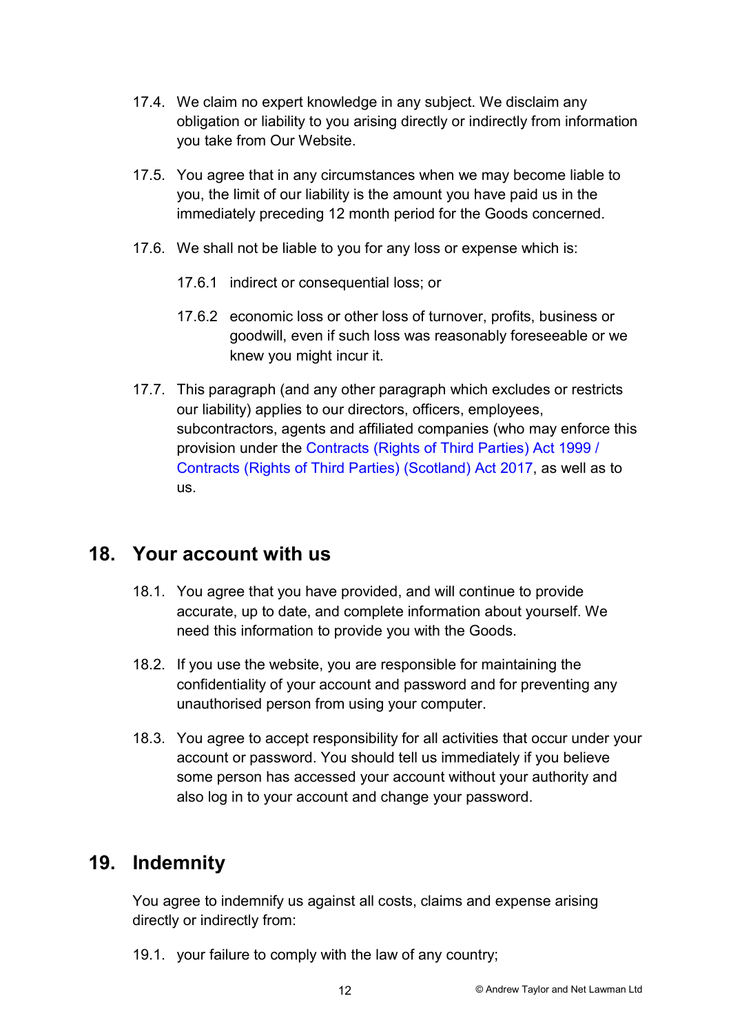17.4. We claim no expert knowledge in any subject. We disclaim any obligation or liability to you arising directly or indirectly from information you take from Our Website.

17.5. You agree that in any circumstances when we may become liable to you, the limit of our liability is the amount you have paid us in the immediately preceding 12 month period for the Goods concerned.

17.6. We shall not be liable to you for any loss or expense which is:

17.6.1 indirect or consequential loss; or

17.6.2 economic loss or other loss of turnover, profits, business or goodwill, even if such loss was reasonably foreseeable or we knew you might incur it.

17.7. This paragraph (and any other paragraph which excludes or restricts our liability) applies to our directors, officers, employees, subcontractors, agents and affiliated companies (who may enforce this provision under the Contracts (Rights of Third Parties) Act 1999 / Contracts (Rights of Third Parties) (Scotland) Act 2017, as well as to us.

## 18. Your account with us

18.1. You agree that you have provided, and will continue to provide accurate, up to date, and complete information about yourself. We need this information to provide you with the Goods.

18.2. If you use the website, you are responsible for maintaining the confidentiality of your account and password and for preventing any unauthorised person from using your computer.

18.3. You agree to accept responsibility for all activities that occur under your account or password. You should tell us immediately if you believe some person has accessed your account without your authority and also log in to your account and change your password.

## 19. Indemnity

You agree to indemnify us against all costs, claims and expense arising directly or indirectly from:

19.1. your failure to comply with the law of any country;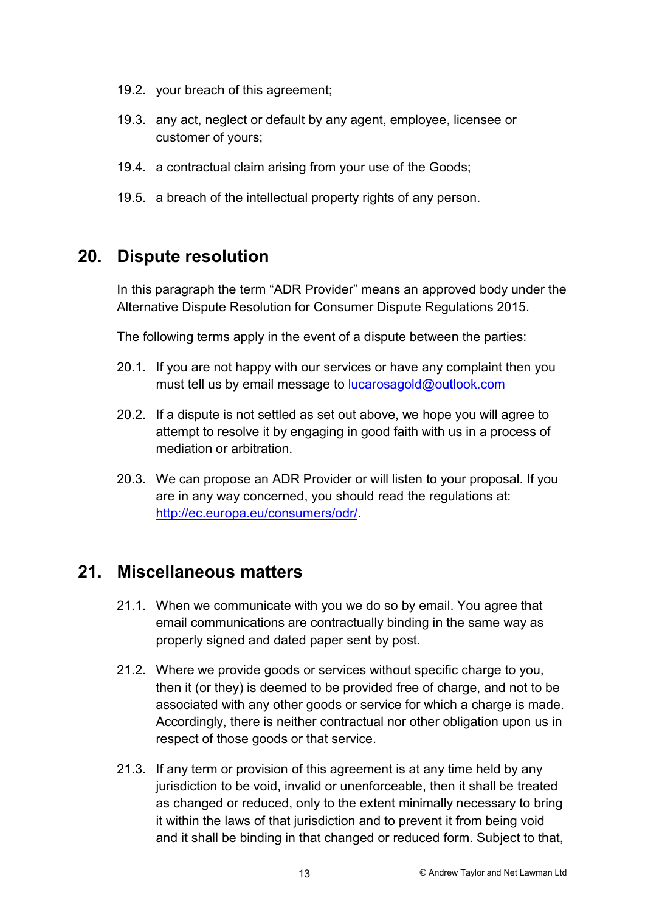19.2. your breach of this agreement;

19.3. any act, neglect or default by any agent, employee, licensee or customer of yours;

19.4. a contractual claim arising from your use of the Goods;

19.5. a breach of the intellectual property rights of any person.

## 20. Dispute resolution

In this paragraph the term "ADR Provider" means an approved body under the Alternative Dispute Resolution for Consumer Dispute Regulations 2015.

The following terms apply in the event of a dispute between the parties:

20.1. If you are not happy with our services or have any complaint then you must tell us by email message to lucarosagold@outlook.com

20.2. If a dispute is not settled as set out above, we hope you will agree to attempt to resolve it by engaging in good faith with us in a process of mediation or arbitration.

20.3. We can propose an ADR Provider or will listen to your proposal. If you are in any way concerned, you should read the regulations at: [http://ec.europa.eu/consumers/odr/](http://ec.europa.eu/consumers/odr/).

## 21. Miscellaneous matters

21.1. When we communicate with you we do so by email. You agree that email communications are contractually binding in the same way as properly signed and dated paper sent by post.

21.2. Where we provide goods or services without specific charge to you, then it (or they) is deemed to be provided free of charge, and not to be associated with any other goods or service for which a charge is made. Accordingly, there is neither contractual nor other obligation upon us in respect of those goods or that service.

21.3. If any term or provision of this agreement is at any time held by any jurisdiction to be void, invalid or unenforceable, then it shall be treated as changed or reduced, only to the extent minimally necessary to bring it within the laws of that jurisdiction and to prevent it from being void and it shall be binding in that changed or reduced form. Subject to that,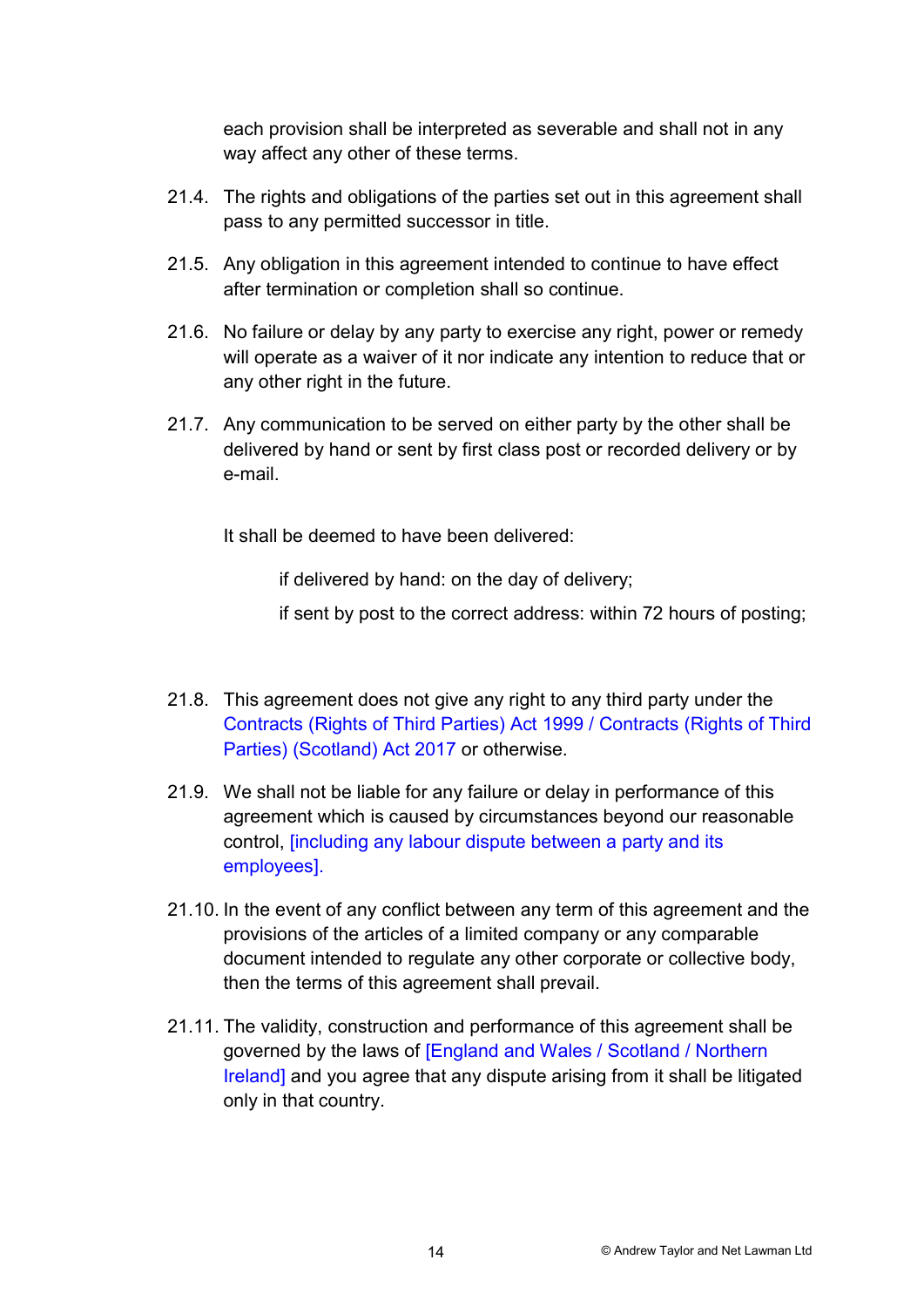each provision shall be interpreted as severable and shall not in any way affect any other of these terms.

21.4. The rights and obligations of the parties set out in this agreement shall pass to any permitted successor in title.

21.5. Any obligation in this agreement intended to continue to have effect after termination or completion shall so continue.

21.6. No failure or delay by any party to exercise any right, power or remedy will operate as a waiver of it nor indicate any intention to reduce that or any other right in the future.

21.7. Any communication to be served on either party by the other shall be delivered by hand or sent by first class post or recorded delivery or by e-mail.

It shall be deemed to have been delivered:

if delivered by hand: on the day of delivery;

if sent by post to the correct address: within 72 hours of posting;

21.8. This agreement does not give any right to any third party under the Contracts (Rights of Third Parties) Act 1999 / Contracts (Rights of Third Parties) (Scotland) Act 2017 or otherwise.

21.9. We shall not be liable for any failure or delay in performance of this agreement which is caused by circumstances beyond our reasonable control, [including any labour dispute between a party and its employees].

21.10. In the event of any conflict between any term of this agreement and the provisions of the articles of a limited company or any comparable document intended to regulate any other corporate or collective body, then the terms of this agreement shall prevail.

21.11. The validity, construction and performance of this agreement shall be governed by the laws of [England and Wales / Scotland / Northern Ireland] and you agree that any dispute arising from it shall be litigated only in that country.

© Andrew Taylor and Net Lawman Ltd